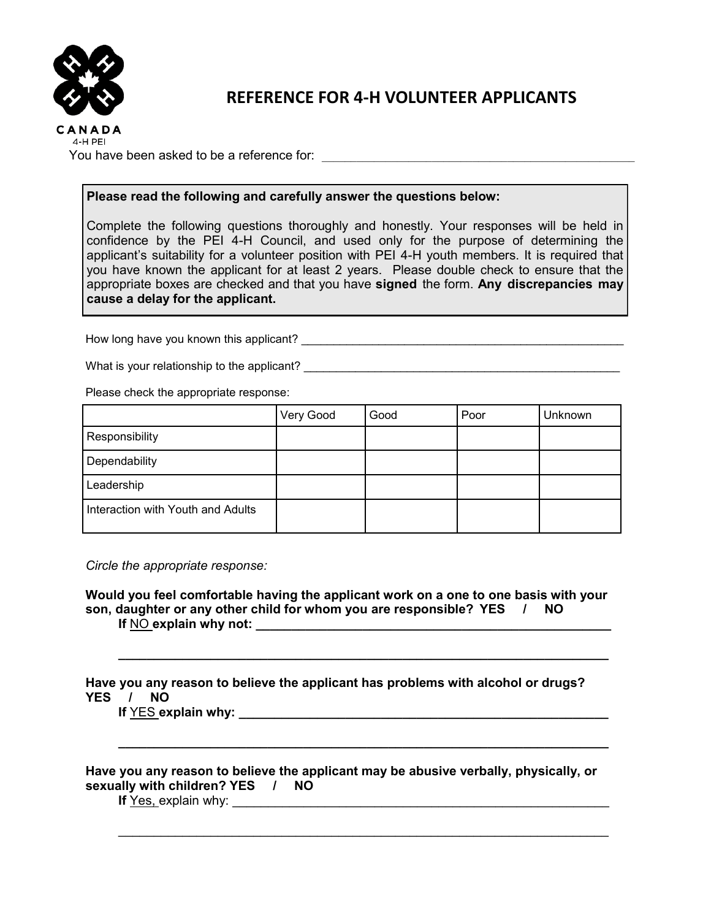CANADA
4-H PEI

# REFERENCE FOR 4-H VOLUNTEER APPLICANTS

You have been asked to be a reference for: ___________________________________________

**Please read the following and carefully answer the questions below:**

Complete the following questions thoroughly and honestly. Your responses will be held in confidence by the PEI 4-H Council, and used only for the purpose of determining the applicant's suitability for a volunteer position with PEI 4-H youth members. It is required that you have known the applicant for at least 2 years. Please double check to ensure that the appropriate boxes are checked and that you have **signed** the form. **Any discrepancies may cause a delay for the applicant.**

How long have you known this applicant? ___________________________________________

What is your relationship to the applicant? ___________________________________________

Please check the appropriate response:

| | Very Good | Good | Poor | Unknown |
|---|---|---|---|---|
| Responsibility | | | | |
| Dependability | | | | |
| Leadership | | | | |
| Interaction with Youth and Adults | | | | |

*Circle the appropriate response:*

**Would you feel comfortable having the applicant work on a one to one basis with your son, daughter or any other child for whom you are responsible? YES / NO**

**If NO explain why not: ___________________________________________**

**___________________________________________**

**Have you any reason to believe the applicant has problems with alcohol or drugs? YES / NO**

**If YES explain why: ___________________________________________**

**___________________________________________**

**Have you any reason to believe the applicant may be abusive verbally, physically, or sexually with children? YES / NO**

**If** Yes, explain why: ___________________________________________

___________________________________________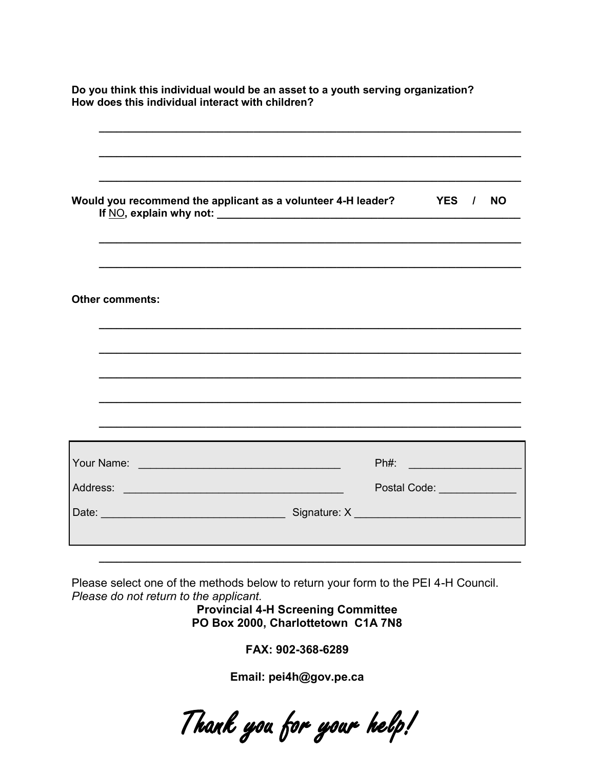**Do you think this individual would be an asset to a youth serving organization?**
**How does this individual interact with children?**

\_\_\_\_\_\_\_\_\_\_\_\_\_\_\_\_\_\_\_\_\_\_\_\_\_\_\_\_\_\_\_\_\_\_\_\_\_\_\_\_\_\_\_\_\_\_\_\_\_\_\_\_\_\_\_\_\_\_\_\_\_\_\_\_\_\_\_\_

\_\_\_\_\_\_\_\_\_\_\_\_\_\_\_\_\_\_\_\_\_\_\_\_\_\_\_\_\_\_\_\_\_\_\_\_\_\_\_\_\_\_\_\_\_\_\_\_\_\_\_\_\_\_\_\_\_\_\_\_\_\_\_\_\_\_\_\_

\_\_\_\_\_\_\_\_\_\_\_\_\_\_\_\_\_\_\_\_\_\_\_\_\_\_\_\_\_\_\_\_\_\_\_\_\_\_\_\_\_\_\_\_\_\_\_\_\_\_\_\_\_\_\_\_\_\_\_\_\_\_\_\_\_\_\_\_

**Would you recommend the applicant as a volunteer 4-H leader? YES / NO**
**If NO, explain why not:** \_\_\_\_\_\_\_\_\_\_\_\_\_\_\_\_\_\_\_\_\_\_\_\_\_\_\_\_\_\_\_\_\_\_\_\_\_\_\_\_\_\_\_\_\_\_\_\_

\_\_\_\_\_\_\_\_\_\_\_\_\_\_\_\_\_\_\_\_\_\_\_\_\_\_\_\_\_\_\_\_\_\_\_\_\_\_\_\_\_\_\_\_\_\_\_\_\_\_\_\_\_\_\_\_\_\_\_\_\_\_\_\_\_\_\_\_

\_\_\_\_\_\_\_\_\_\_\_\_\_\_\_\_\_\_\_\_\_\_\_\_\_\_\_\_\_\_\_\_\_\_\_\_\_\_\_\_\_\_\_\_\_\_\_\_\_\_\_\_\_\_\_\_\_\_\_\_\_\_\_\_\_\_\_\_

**Other comments:**

\_\_\_\_\_\_\_\_\_\_\_\_\_\_\_\_\_\_\_\_\_\_\_\_\_\_\_\_\_\_\_\_\_\_\_\_\_\_\_\_\_\_\_\_\_\_\_\_\_\_\_\_\_\_\_\_\_\_\_\_\_\_\_\_\_\_\_\_

\_\_\_\_\_\_\_\_\_\_\_\_\_\_\_\_\_\_\_\_\_\_\_\_\_\_\_\_\_\_\_\_\_\_\_\_\_\_\_\_\_\_\_\_\_\_\_\_\_\_\_\_\_\_\_\_\_\_\_\_\_\_\_\_\_\_\_\_

\_\_\_\_\_\_\_\_\_\_\_\_\_\_\_\_\_\_\_\_\_\_\_\_\_\_\_\_\_\_\_\_\_\_\_\_\_\_\_\_\_\_\_\_\_\_\_\_\_\_\_\_\_\_\_\_\_\_\_\_\_\_\_\_\_\_\_\_

\_\_\_\_\_\_\_\_\_\_\_\_\_\_\_\_\_\_\_\_\_\_\_\_\_\_\_\_\_\_\_\_\_\_\_\_\_\_\_\_\_\_\_\_\_\_\_\_\_\_\_\_\_\_\_\_\_\_\_\_\_\_\_\_\_\_\_\_

\_\_\_\_\_\_\_\_\_\_\_\_\_\_\_\_\_\_\_\_\_\_\_\_\_\_\_\_\_\_\_\_\_\_\_\_\_\_\_\_\_\_\_\_\_\_\_\_\_\_\_\_\_\_\_\_\_\_\_\_\_\_\_\_\_\_\_\_

Your Name: \_\_\_\_\_\_\_\_\_\_\_\_\_\_\_\_\_\_\_\_\_\_\_\_\_\_\_\_\_\_\_\_ Ph#: \_\_\_\_\_\_\_\_\_\_\_\_\_\_\_\_\_\_

Address: \_\_\_\_\_\_\_\_\_\_\_\_\_\_\_\_\_\_\_\_\_\_\_\_\_\_\_\_\_\_\_\_\_\_\_\_ Postal Code: \_\_\_\_\_\_\_\_\_\_\_\_\_

Date: \_\_\_\_\_\_\_\_\_\_\_\_\_\_\_\_\_\_\_\_\_\_\_\_\_\_\_\_\_\_ Signature: X \_\_\_\_\_\_\_\_\_\_\_\_\_\_\_\_\_\_\_\_\_\_\_\_\_\_

\_\_\_\_\_\_\_\_\_\_\_\_\_\_\_\_\_\_\_\_\_\_\_\_\_\_\_\_\_\_\_\_\_\_\_\_\_\_\_\_\_\_\_\_\_\_\_\_\_\_\_\_\_\_\_\_\_\_\_\_\_\_\_\_\_\_\_\_

Please select one of the methods below to return your form to the PEI 4-H Council.
*Please do not return to the applicant.*

**Provincial 4-H Screening Committee**
**PO Box 2000, Charlottetown C1A 7N8**

**FAX: 902-368-6289**

**Email: pei4h@gov.pe.ca**

*Thank you for your help!*